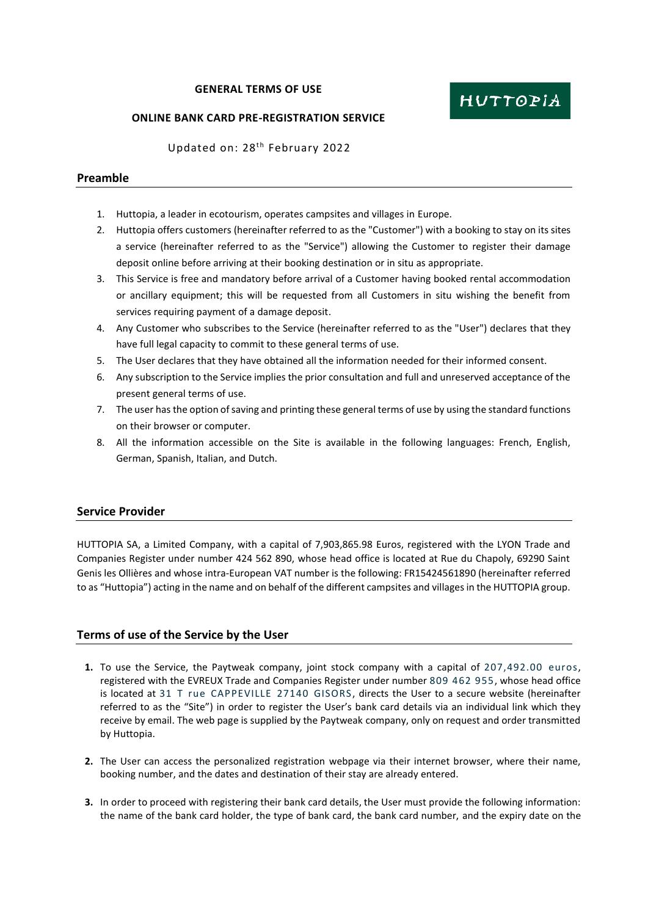**GENERAL TERMS OF USE**

**ONLINE BANK CARD PRE-REGISTRATION SERVICE**

HUTTOPIA

Updated on: 28th February 2022

## Preamble

1. Huttopia, a leader in ecotourism, operates campsites and villages in Europe.
2. Huttopia offers customers (hereinafter referred to as the "Customer") with a booking to stay on its sites a service (hereinafter referred to as the "Service") allowing the Customer to register their damage deposit online before arriving at their booking destination or in situ as appropriate.
3. This Service is free and mandatory before arrival of a Customer having booked rental accommodation or ancillary equipment; this will be requested from all Customers in situ wishing the benefit from services requiring payment of a damage deposit.
4. Any Customer who subscribes to the Service (hereinafter referred to as the "User") declares that they have full legal capacity to commit to these general terms of use.
5. The User declares that they have obtained all the information needed for their informed consent.
6. Any subscription to the Service implies the prior consultation and full and unreserved acceptance of the present general terms of use.
7. The user has the option of saving and printing these general terms of use by using the standard functions on their browser or computer.
8. All the information accessible on the Site is available in the following languages: French, English, German, Spanish, Italian, and Dutch.

## Service Provider

HUTTOPIA SA, a Limited Company, with a capital of 7,903,865.98 Euros, registered with the LYON Trade and Companies Register under number 424 562 890, whose head office is located at Rue du Chapoly, 69290 Saint Genis les Ollières and whose intra-European VAT number is the following: FR15424561890 (hereinafter referred to as "Huttopia") acting in the name and on behalf of the different campsites and villages in the HUTTOPIA group.

## Terms of use of the Service by the User

1. To use the Service, the Paytweak company, joint stock company with a capital of 207,492.00 euros, registered with the EVREUX Trade and Companies Register under number 809 462 955, whose head office is located at 31 T rue CAPPEVILLE 27140 GISORS, directs the User to a secure website (hereinafter referred to as the "Site") in order to register the User's bank card details via an individual link which they receive by email. The web page is supplied by the Paytweak company, only on request and order transmitted by Huttopia.

2. The User can access the personalized registration webpage via their internet browser, where their name, booking number, and the dates and destination of their stay are already entered.

3. In order to proceed with registering their bank card details, the User must provide the following information: the name of the bank card holder, the type of bank card, the bank card number, and the expiry date on the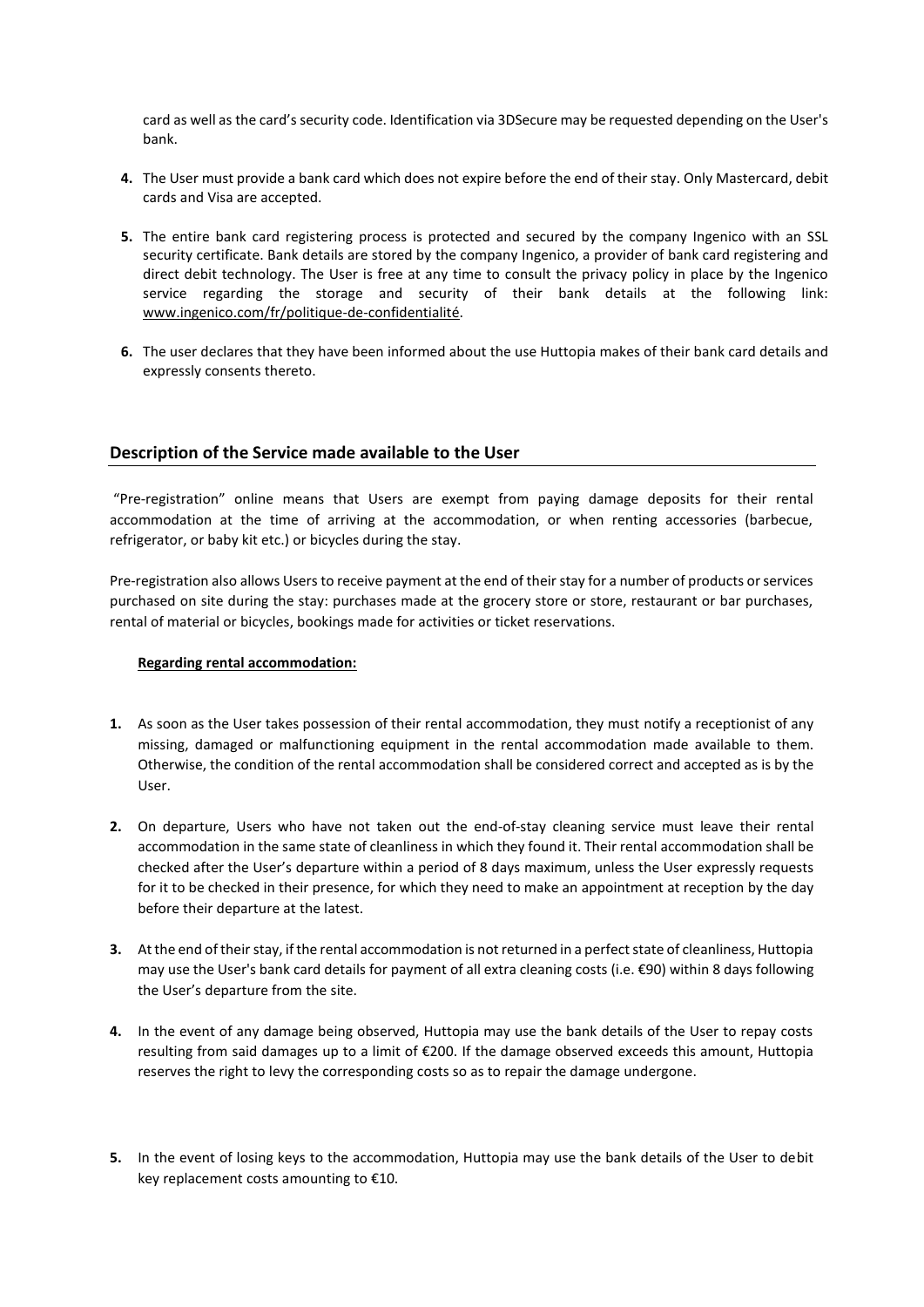card as well as the card's security code. Identification via 3DSecure may be requested depending on the User's bank.

4. The User must provide a bank card which does not expire before the end of their stay. Only Mastercard, debit cards and Visa are accepted.

5. The entire bank card registering process is protected and secured by the company Ingenico with an SSL security certificate. Bank details are stored by the company Ingenico, a provider of bank card registering and direct debit technology. The User is free at any time to consult the privacy policy in place by the Ingenico service regarding the storage and security of their bank details at the following link: www.ingenico.com/fr/politique-de-confidentialité.

6. The user declares that they have been informed about the use Huttopia makes of their bank card details and expressly consents thereto.

## Description of the Service made available to the User

"Pre-registration" online means that Users are exempt from paying damage deposits for their rental accommodation at the time of arriving at the accommodation, or when renting accessories (barbecue, refrigerator, or baby kit etc.) or bicycles during the stay.

Pre-registration also allows Users to receive payment at the end of their stay for a number of products or services purchased on site during the stay: purchases made at the grocery store or store, restaurant or bar purchases, rental of material or bicycles, bookings made for activities or ticket reservations.

**Regarding rental accommodation:**

1. As soon as the User takes possession of their rental accommodation, they must notify a receptionist of any missing, damaged or malfunctioning equipment in the rental accommodation made available to them. Otherwise, the condition of the rental accommodation shall be considered correct and accepted as is by the User.

2. On departure, Users who have not taken out the end-of-stay cleaning service must leave their rental accommodation in the same state of cleanliness in which they found it. Their rental accommodation shall be checked after the User's departure within a period of 8 days maximum, unless the User expressly requests for it to be checked in their presence, for which they need to make an appointment at reception by the day before their departure at the latest.

3. At the end of their stay, if the rental accommodation is not returned in a perfect state of cleanliness, Huttopia may use the User's bank card details for payment of all extra cleaning costs (i.e. €90) within 8 days following the User's departure from the site.

4. In the event of any damage being observed, Huttopia may use the bank details of the User to repay costs resulting from said damages up to a limit of €200. If the damage observed exceeds this amount, Huttopia reserves the right to levy the corresponding costs so as to repair the damage undergone.

5. In the event of losing keys to the accommodation, Huttopia may use the bank details of the User to debit key replacement costs amounting to €10.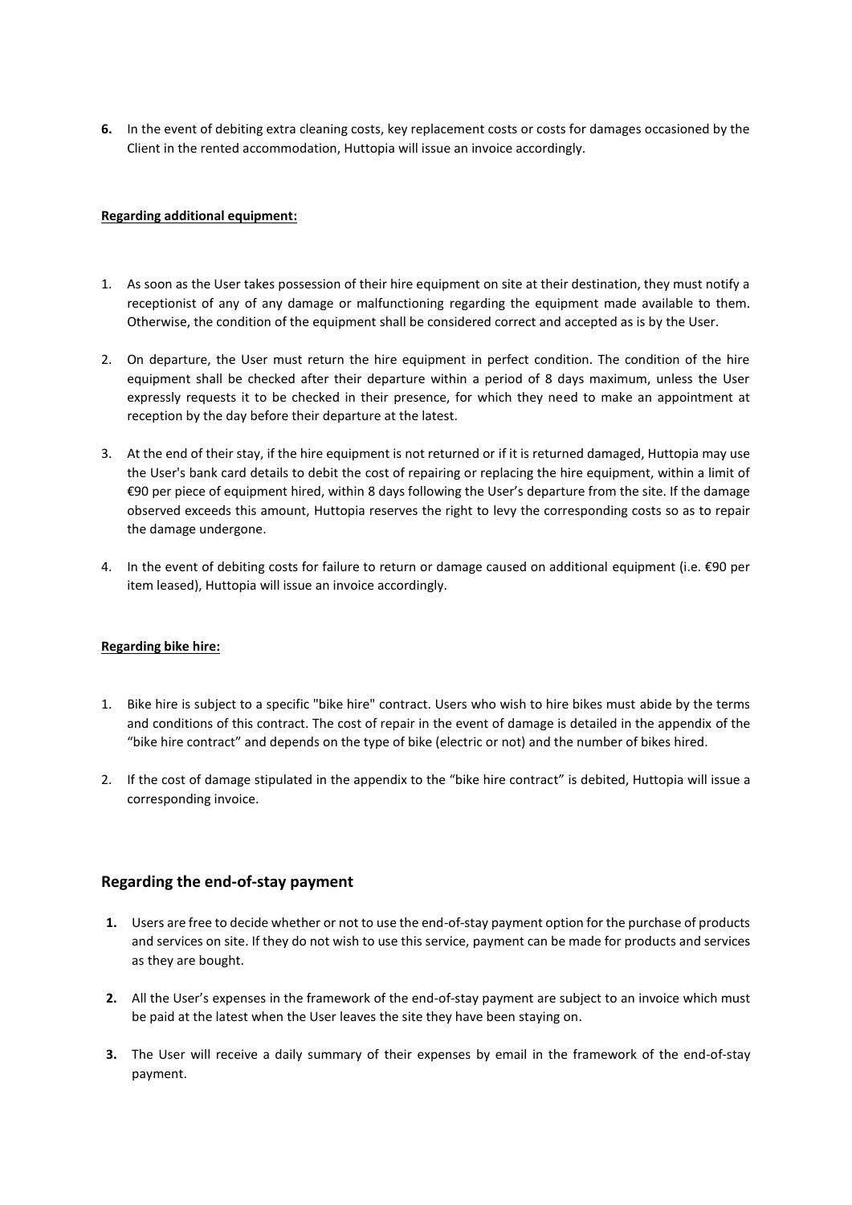**6.** In the event of debiting extra cleaning costs, key replacement costs or costs for damages occasioned by the Client in the rented accommodation, Huttopia will issue an invoice accordingly.

**Regarding additional equipment:**

1. As soon as the User takes possession of their hire equipment on site at their destination, they must notify a receptionist of any of any damage or malfunctioning regarding the equipment made available to them. Otherwise, the condition of the equipment shall be considered correct and accepted as is by the User.

2. On departure, the User must return the hire equipment in perfect condition. The condition of the hire equipment shall be checked after their departure within a period of 8 days maximum, unless the User expressly requests it to be checked in their presence, for which they need to make an appointment at reception by the day before their departure at the latest.

3. At the end of their stay, if the hire equipment is not returned or if it is returned damaged, Huttopia may use the User's bank card details to debit the cost of repairing or replacing the hire equipment, within a limit of €90 per piece of equipment hired, within 8 days following the User's departure from the site. If the damage observed exceeds this amount, Huttopia reserves the right to levy the corresponding costs so as to repair the damage undergone.

4. In the event of debiting costs for failure to return or damage caused on additional equipment (i.e. €90 per item leased), Huttopia will issue an invoice accordingly.

**Regarding bike hire:**

1. Bike hire is subject to a specific "bike hire" contract. Users who wish to hire bikes must abide by the terms and conditions of this contract. The cost of repair in the event of damage is detailed in the appendix of the "bike hire contract" and depends on the type of bike (electric or not) and the number of bikes hired.

2. If the cost of damage stipulated in the appendix to the "bike hire contract" is debited, Huttopia will issue a corresponding invoice.

## Regarding the end-of-stay payment

**1.** Users are free to decide whether or not to use the end-of-stay payment option for the purchase of products and services on site. If they do not wish to use this service, payment can be made for products and services as they are bought.

**2.** All the User's expenses in the framework of the end-of-stay payment are subject to an invoice which must be paid at the latest when the User leaves the site they have been staying on.

**3.** The User will receive a daily summary of their expenses by email in the framework of the end-of-stay payment.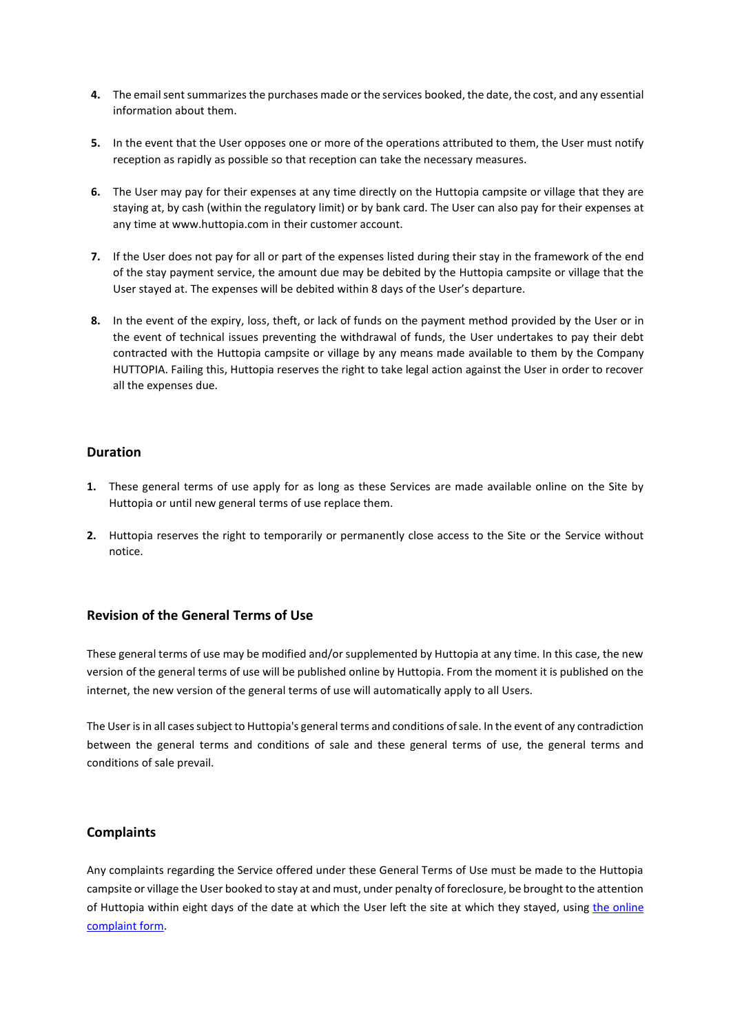4. The email sent summarizes the purchases made or the services booked, the date, the cost, and any essential information about them.

5. In the event that the User opposes one or more of the operations attributed to them, the User must notify reception as rapidly as possible so that reception can take the necessary measures.

6. The User may pay for their expenses at any time directly on the Huttopia campsite or village that they are staying at, by cash (within the regulatory limit) or by bank card. The User can also pay for their expenses at any time at www.huttopia.com in their customer account.

7. If the User does not pay for all or part of the expenses listed during their stay in the framework of the end of the stay payment service, the amount due may be debited by the Huttopia campsite or village that the User stayed at. The expenses will be debited within 8 days of the User's departure.

8. In the event of the expiry, loss, theft, or lack of funds on the payment method provided by the User or in the event of technical issues preventing the withdrawal of funds, the User undertakes to pay their debt contracted with the Huttopia campsite or village by any means made available to them by the Company HUTTOPIA. Failing this, Huttopia reserves the right to take legal action against the User in order to recover all the expenses due.

## Duration

1. These general terms of use apply for as long as these Services are made available online on the Site by Huttopia or until new general terms of use replace them.

2. Huttopia reserves the right to temporarily or permanently close access to the Site or the Service without notice.

## Revision of the General Terms of Use

These general terms of use may be modified and/or supplemented by Huttopia at any time. In this case, the new version of the general terms of use will be published online by Huttopia. From the moment it is published on the internet, the new version of the general terms of use will automatically apply to all Users.

The User is in all cases subject to Huttopia's general terms and conditions of sale. In the event of any contradiction between the general terms and conditions of sale and these general terms of use, the general terms and conditions of sale prevail.

## Complaints

Any complaints regarding the Service offered under these General Terms of Use must be made to the Huttopia campsite or village the User booked to stay at and must, under penalty of foreclosure, be brought to the attention of Huttopia within eight days of the date at which the User left the site at which they stayed, using the online complaint form.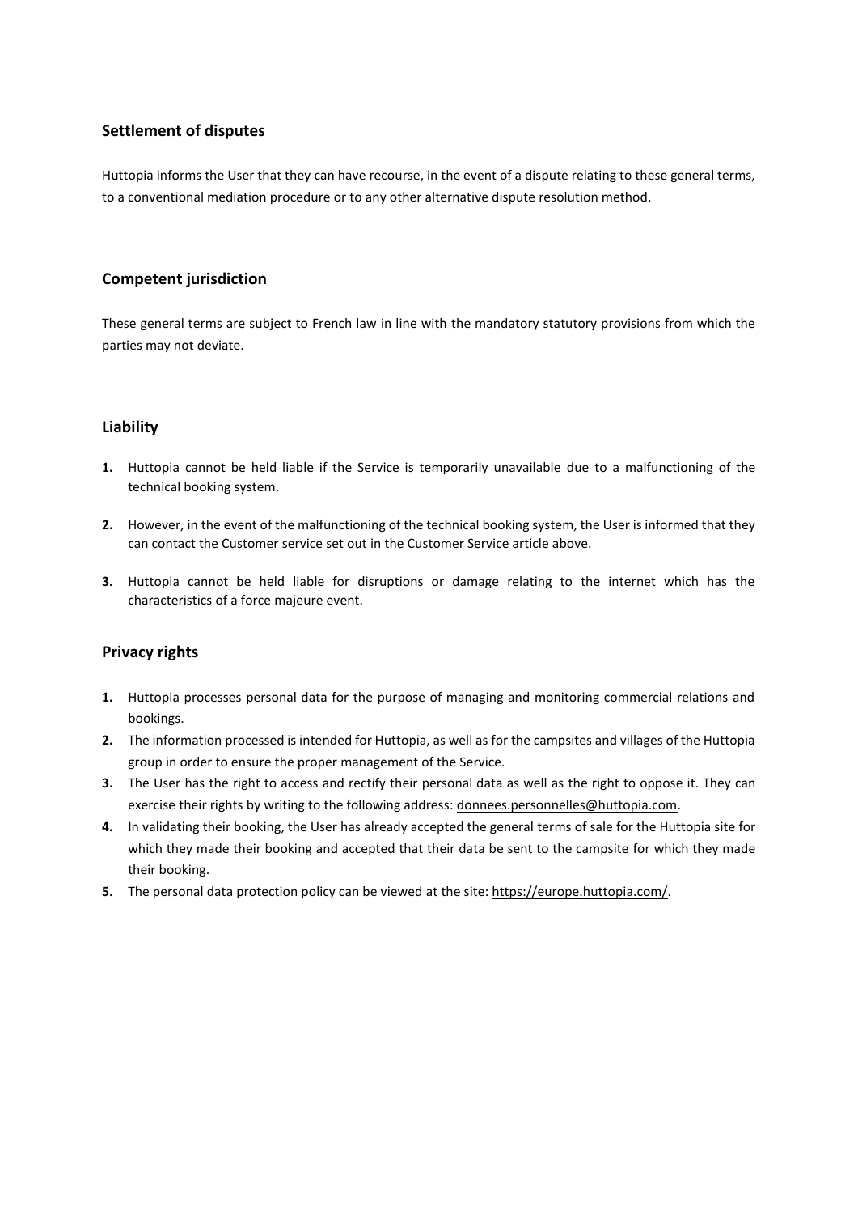## Settlement of disputes

Huttopia informs the User that they can have recourse, in the event of a dispute relating to these general terms, to a conventional mediation procedure or to any other alternative dispute resolution method.

## Competent jurisdiction

These general terms are subject to French law in line with the mandatory statutory provisions from which the parties may not deviate.

## Liability

1. Huttopia cannot be held liable if the Service is temporarily unavailable due to a malfunctioning of the technical booking system.

2. However, in the event of the malfunctioning of the technical booking system, the User is informed that they can contact the Customer service set out in the Customer Service article above.

3. Huttopia cannot be held liable for disruptions or damage relating to the internet which has the characteristics of a force majeure event.

## Privacy rights

1. Huttopia processes personal data for the purpose of managing and monitoring commercial relations and bookings.
2. The information processed is intended for Huttopia, as well as for the campsites and villages of the Huttopia group in order to ensure the proper management of the Service.
3. The User has the right to access and rectify their personal data as well as the right to oppose it. They can exercise their rights by writing to the following address: donnees.personnelles@huttopia.com.
4. In validating their booking, the User has already accepted the general terms of sale for the Huttopia site for which they made their booking and accepted that their data be sent to the campsite for which they made their booking.
5. The personal data protection policy can be viewed at the site: https://europe.huttopia.com/.